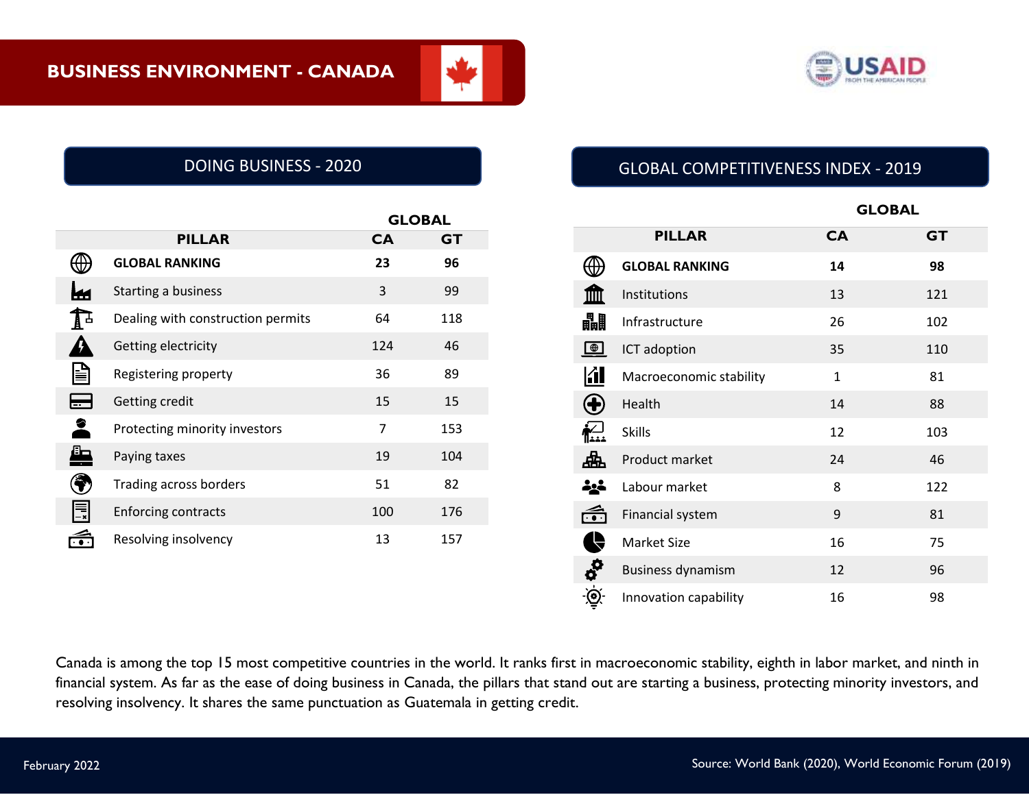# BUSINESS ENVIRONMENT - CANADA

## DOING BUSINESS - 2020

| PILLAR | GLOBAL CA | GLOBAL GT |
|---|---|---|
| **GLOBAL RANKING** | **23** | **96** |
| Starting a business | 3 | 99 |
| Dealing with construction permits | 64 | 118 |
| Getting electricity | 124 | 46 |
| Registering property | 36 | 89 |
| Getting credit | 15 | 15 |
| Protecting minority investors | 7 | 153 |
| Paying taxes | 19 | 104 |
| Trading across borders | 51 | 82 |
| Enforcing contracts | 100 | 176 |
| Resolving insolvency | 13 | 157 |

## GLOBAL COMPETITIVENESS INDEX - 2019

| PILLAR | GLOBAL CA | GLOBAL GT |
|---|---|---|
| **GLOBAL RANKING** | **14** | **98** |
| Institutions | 13 | 121 |
| Infrastructure | 26 | 102 |
| ICT adoption | 35 | 110 |
| Macroeconomic stability | 1 | 81 |
| Health | 14 | 88 |
| Skills | 12 | 103 |
| Product market | 24 | 46 |
| Labour market | 8 | 122 |
| Financial system | 9 | 81 |
| Market Size | 16 | 75 |
| Business dynamism | 12 | 96 |
| Innovation capability | 16 | 98 |

Canada is among the top 15 most competitive countries in the world. It ranks first in macroeconomic stability, eighth in labor market, and ninth in financial system. As far as the ease of doing business in Canada, the pillars that stand out are starting a business, protecting minority investors, and resolving insolvency. It shares the same punctuation as Guatemala in getting credit.

February 2022

Source: World Bank (2020), World Economic Forum (2019)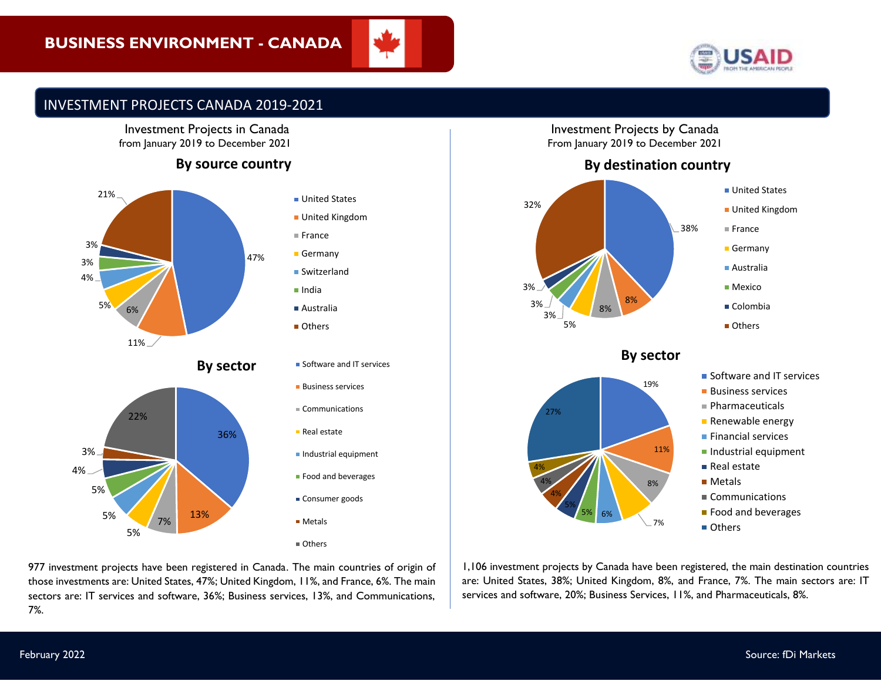# BUSINESS ENVIRONMENT - CANADA

## INVESTMENT PROJECTS CANADA 2019-2021

### Investment Projects in Canada from January 2019 to December 2021

**By source country**

| Country | Share |
|---|---|
| United States | 47% |
| United Kingdom | 11% |
| France | 6% |
| Germany | 5% |
| Switzerland | 4% |
| India | 3% |
| Australia | 3% |
| Others | 21% |

**By sector**

| Sector | Share |
|---|---|
| Software and IT services | 36% |
| Business services | 13% |
| Communications | 7% |
| Real estate | 5% |
| Industrial equipment | 5% |
| Food and beverages | 5% |
| Consumer goods | 4% |
| Metals | 3% |
| Others | 22% |

977 investment projects have been registered in Canada. The main countries of origin of those investments are: United States, 47%; United Kingdom, 11%, and France, 6%. The main sectors are: IT services and software, 36%; Business services, 13%, and Communications, 7%.

### Investment Projects by Canada From January 2019 to December 2021

**By destination country**

| Country | Share |
|---|---|
| United States | 38% |
| United Kingdom | 8% |
| France | 8% |
| Germany | 5% |
| Australia | 3% |
| Mexico | 3% |
| Colombia | 3% |
| Others | 32% |

**By sector**

| Sector | Share |
|---|---|
| Software and IT services | 19% |
| Business services | 11% |
| Pharmaceuticals | 8% |
| Renewable energy | 7% |
| Financial services | 6% |
| Industrial equipment | 5% |
| Real estate | 5% |
| Metals | 4% |
| Communications | 4% |
| Food and beverages | 4% |
| Others | 27% |

1,106 investment projects by Canada have been registered, the main destination countries are: United States, 38%; United Kingdom, 8%, and France, 7%. The main sectors are: IT services and software, 20%; Business Services, 11%, and Pharmaceuticals, 8%.

February 2022

Source: fDi Markets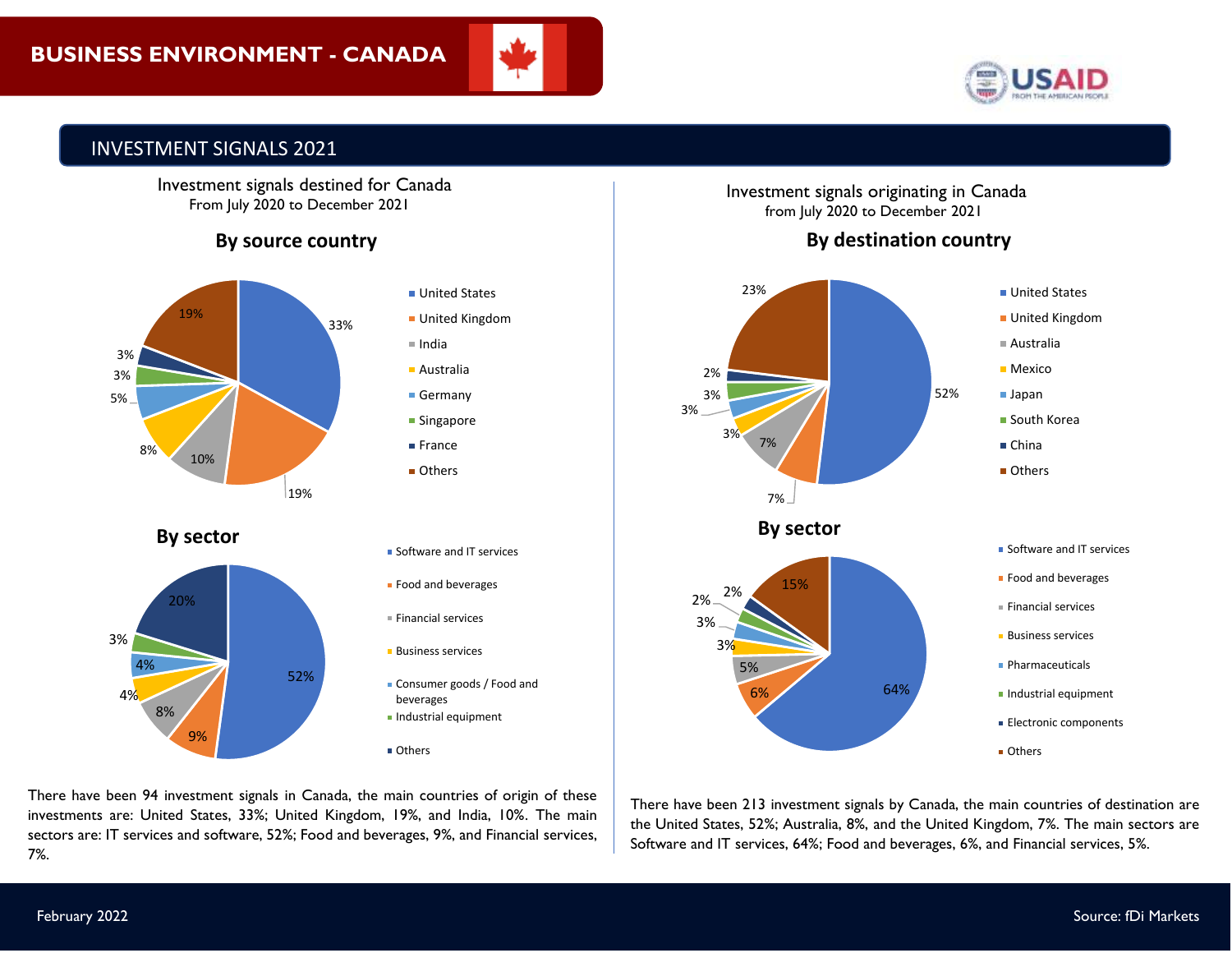# BUSINESS ENVIRONMENT - CANADA

## INVESTMENT SIGNALS 2021

### Investment signals destined for Canada
From July 2020 to December 2021

**By source country**

| Country | Share |
|---|---|
| United States | 33% |
| United Kingdom | 19% |
| India | 10% |
| Australia | 8% |
| Germany | 5% |
| Singapore | 3% |
| France | 3% |
| Others | 19% |

**By sector**

| Sector | Share |
|---|---|
| Software and IT services | 52% |
| Food and beverages | 9% |
| Financial services | 8% |
| Business services | 4% |
| Consumer goods / Food and beverages | 4% |
| Industrial equipment | 3% |
| Others | 20% |

There have been 94 investment signals in Canada, the main countries of origin of these investments are: United States, 33%; United Kingdom, 19%, and India, 10%. The main sectors are: IT services and software, 52%; Food and beverages, 9%, and Financial services, 7%.

### Investment signals originating in Canada
from July 2020 to December 2021

**By destination country**

| Country | Share |
|---|---|
| United States | 52% |
| United Kingdom | 7% |
| Australia | 7% |
| Mexico | 3% |
| Japan | 3% |
| South Korea | 3% |
| China | 2% |
| Others | 23% |

**By sector**

| Sector | Share |
|---|---|
| Software and IT services | 64% |
| Food and beverages | 6% |
| Financial services | 5% |
| Business services | 3% |
| Pharmaceuticals | 3% |
| Industrial equipment | 2% |
| Electronic components | 2% |
| Others | 15% |

There have been 213 investment signals by Canada, the main countries of destination are the United States, 52%; Australia, 8%, and the United Kingdom, 7%. The main sectors are Software and IT services, 64%; Food and beverages, 6%, and Financial services, 5%.

February 2022

Source: fDi Markets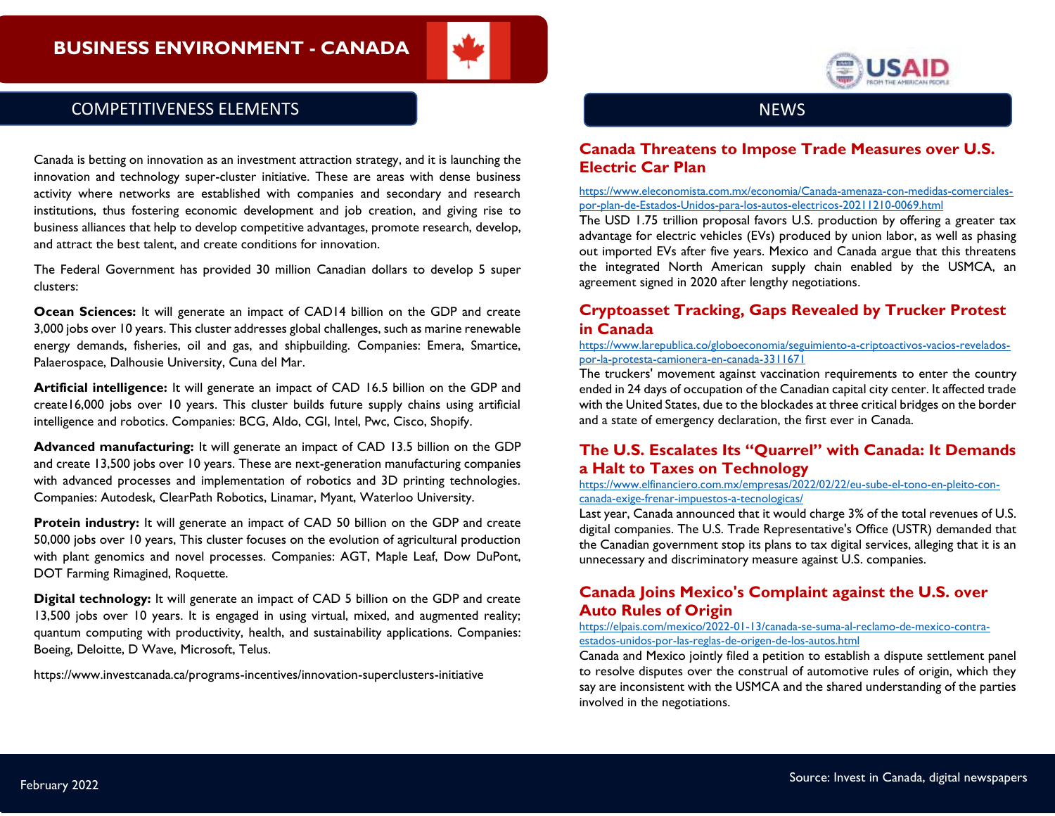# BUSINESS ENVIRONMENT - CANADA

## COMPETITIVENESS ELEMENTS

Canada is betting on innovation as an investment attraction strategy, and it is launching the innovation and technology super-cluster initiative. These are areas with dense business activity where networks are established with companies and secondary and research institutions, thus fostering economic development and job creation, and giving rise to business alliances that help to develop competitive advantages, promote research, develop, and attract the best talent, and create conditions for innovation.

The Federal Government has provided 30 million Canadian dollars to develop 5 super clusters:

**Ocean Sciences:** It will generate an impact of CAD14 billion on the GDP and create 3,000 jobs over 10 years. This cluster addresses global challenges, such as marine renewable energy demands, fisheries, oil and gas, and shipbuilding. Companies: Emera, Smartice, Palaerospace, Dalhousie University, Cuna del Mar.

**Artificial intelligence:** It will generate an impact of CAD 16.5 billion on the GDP and create16,000 jobs over 10 years. This cluster builds future supply chains using artificial intelligence and robotics. Companies: BCG, Aldo, CGI, Intel, Pwc, Cisco, Shopify.

**Advanced manufacturing:** It will generate an impact of CAD 13.5 billion on the GDP and create 13,500 jobs over 10 years. These are next-generation manufacturing companies with advanced processes and implementation of robotics and 3D printing technologies. Companies: Autodesk, ClearPath Robotics, Linamar, Myant, Waterloo University.

**Protein industry:** It will generate an impact of CAD 50 billion on the GDP and create 50,000 jobs over 10 years, This cluster focuses on the evolution of agricultural production with plant genomics and novel processes. Companies: AGT, Maple Leaf, Dow DuPont, DOT Farming Rimagined, Roquette.

**Digital technology:** It will generate an impact of CAD 5 billion on the GDP and create 13,500 jobs over 10 years. It is engaged in using virtual, mixed, and augmented reality; quantum computing with productivity, health, and sustainability applications. Companies: Boeing, Deloitte, D Wave, Microsoft, Telus.

https://www.investcanada.ca/programs-incentives/innovation-superclusters-initiative

## NEWS

### Canada Threatens to Impose Trade Measures over U.S. Electric Car Plan

https://www.eleconomista.com.mx/economia/Canada-amenaza-con-medidas-comerciales-por-plan-de-Estados-Unidos-para-los-autos-electricos-20211210-0069.html

The USD 1.75 trillion proposal favors U.S. production by offering a greater tax advantage for electric vehicles (EVs) produced by union labor, as well as phasing out imported EVs after five years. Mexico and Canada argue that this threatens the integrated North American supply chain enabled by the USMCA, an agreement signed in 2020 after lengthy negotiations.

### Cryptoasset Tracking, Gaps Revealed by Trucker Protest in Canada

https://www.larepublica.co/globoeconomia/seguimiento-a-criptoactivos-vacios-revelados-por-la-protesta-camionera-en-canada-3311671

The truckers' movement against vaccination requirements to enter the country ended in 24 days of occupation of the Canadian capital city center. It affected trade with the United States, due to the blockades at three critical bridges on the border and a state of emergency declaration, the first ever in Canada.

### The U.S. Escalates Its "Quarrel" with Canada: It Demands a Halt to Taxes on Technology

https://www.elfinanciero.com.mx/empresas/2022/02/22/eu-sube-el-tono-en-pleito-con-canada-exige-frenar-impuestos-a-tecnologicas/

Last year, Canada announced that it would charge 3% of the total revenues of U.S. digital companies. The U.S. Trade Representative's Office (USTR) demanded that the Canadian government stop its plans to tax digital services, alleging that it is an unnecessary and discriminatory measure against U.S. companies.

### Canada Joins Mexico's Complaint against the U.S. over Auto Rules of Origin

https://elpais.com/mexico/2022-01-13/canada-se-suma-al-reclamo-de-mexico-contra-estados-unidos-por-las-reglas-de-origen-de-los-autos.html

Canada and Mexico jointly filed a petition to establish a dispute settlement panel to resolve disputes over the construal of automotive rules of origin, which they say are inconsistent with the USMCA and the shared understanding of the parties involved in the negotiations.

February 2022

Source: Invest in Canada, digital newspapers